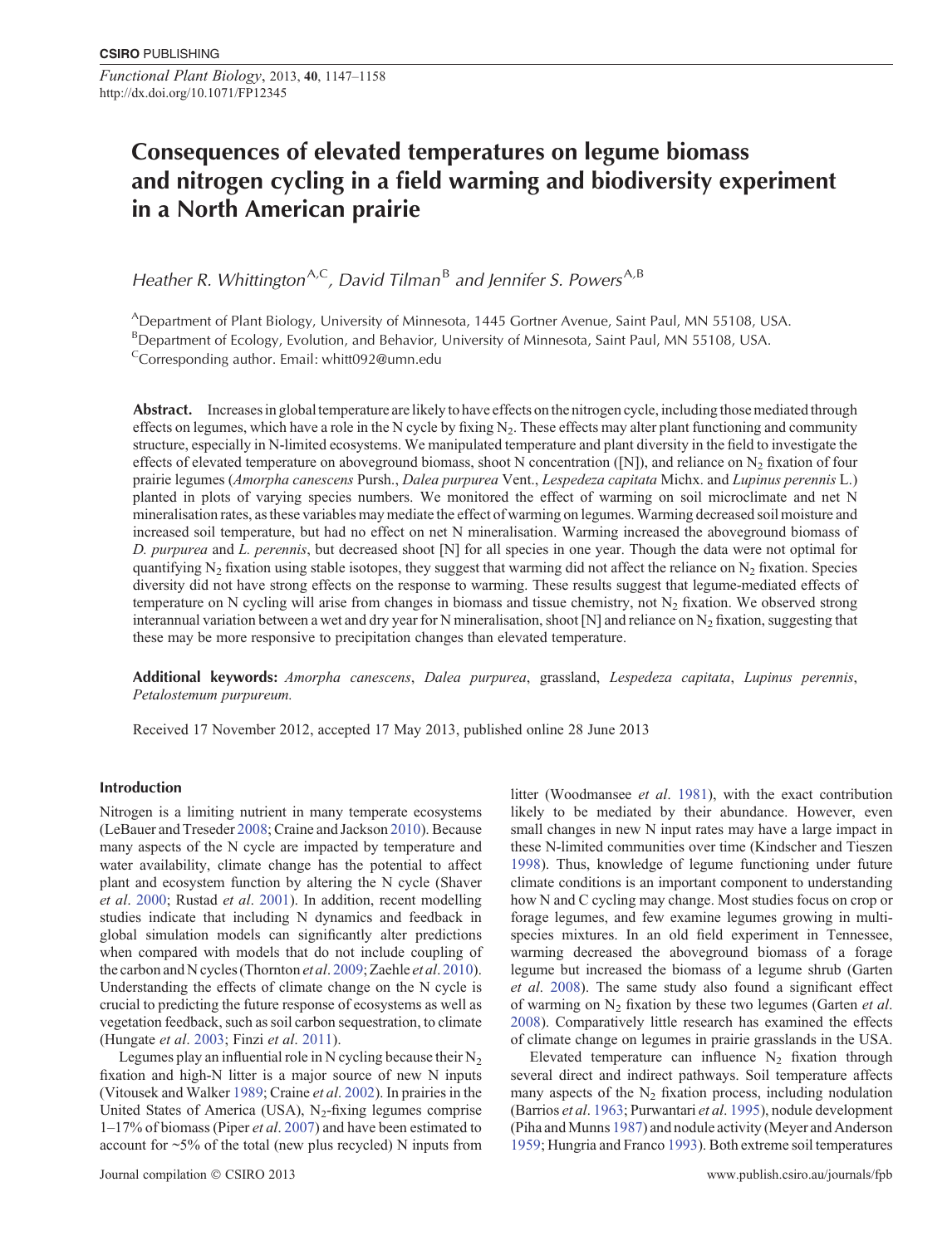# Consequences of elevated temperatures on legume biomass and nitrogen cycling in a field warming and biodiversity experiment in a North American prairie

*Heather R. Whittington*[A,C], *David Tilman*[B] *and Jennifer S. Powers*[A,B]

[A]Department of Plant Biology, University of Minnesota, 1445 Gortner Avenue, Saint Paul, MN 55108, USA.
[B]Department of Ecology, Evolution, and Behavior, University of Minnesota, Saint Paul, MN 55108, USA.
[C]Corresponding author. Email: whitt092@umn.edu

**Abstract.** Increases in global temperature are likely to have effects on the nitrogen cycle, including those mediated through effects on legumes, which have a role in the N cycle by fixing $N_2$. These effects may alter plant functioning and community structure, especially in N-limited ecosystems. We manipulated temperature and plant diversity in the field to investigate the effects of elevated temperature on aboveground biomass, shoot N concentration ([N]), and reliance on $N_2$ fixation of four prairie legumes (*Amorpha canescens* Pursh., *Dalea purpurea* Vent., *Lespedeza capitata* Michx. and *Lupinus perennis* L.) planted in plots of varying species numbers. We monitored the effect of warming on soil microclimate and net N mineralisation rates, as these variables may mediate the effect of warming on legumes. Warming decreased soil moisture and increased soil temperature, but had no effect on net N mineralisation. Warming increased the aboveground biomass of *D. purpurea* and *L. perennis*, but decreased shoot [N] for all species in one year. Though the data were not optimal for quantifying $N_2$ fixation using stable isotopes, they suggest that warming did not affect the reliance on $N_2$ fixation. Species diversity did not have strong effects on the response to warming. These results suggest that legume-mediated effects of temperature on N cycling will arise from changes in biomass and tissue chemistry, not $N_2$ fixation. We observed strong interannual variation between a wet and dry year for N mineralisation, shoot [N] and reliance on $N_2$ fixation, suggesting that these may be more responsive to precipitation changes than elevated temperature.

**Additional keywords:** *Amorpha canescens*, *Dalea purpurea*, grassland, *Lespedeza capitata*, *Lupinus perennis*, *Petalostemum purpureum*.

Received 17 November 2012, accepted 17 May 2013, published online 28 June 2013

## Introduction

Nitrogen is a limiting nutrient in many temperate ecosystems (LeBauer and Treseder 2008; Craine and Jackson 2010). Because many aspects of the N cycle are impacted by temperature and water availability, climate change has the potential to affect plant and ecosystem function by altering the N cycle (Shaver *et al*. 2000; Rustad *et al*. 2001). In addition, recent modelling studies indicate that including N dynamics and feedback in global simulation models can significantly alter predictions when compared with models that do not include coupling of the carbon and N cycles (Thornton *et al*. 2009; Zaehle *et al*. 2010). Understanding the effects of climate change on the N cycle is crucial to predicting the future response of ecosystems as well as vegetation feedback, such as soil carbon sequestration, to climate (Hungate *et al*. 2003; Finzi *et al*. 2011).

Legumes play an influential role in N cycling because their $N_2$ fixation and high-N litter is a major source of new N inputs (Vitousek and Walker 1989; Craine *et al*. 2002). In prairies in the United States of America (USA), $N_2$-fixing legumes comprise 1–17% of biomass (Piper *et al*. 2007) and have been estimated to account for ~5% of the total (new plus recycled) N inputs from litter (Woodmansee *et al*. 1981), with the exact contribution likely to be mediated by their abundance. However, even small changes in new N input rates may have a large impact in these N-limited communities over time (Kindscher and Tieszen 1998). Thus, knowledge of legume functioning under future climate conditions is an important component to understanding how N and C cycling may change. Most studies focus on crop or forage legumes, and few examine legumes growing in multi-species mixtures. In an old field experiment in Tennessee, warming decreased the aboveground biomass of a forage legume but increased the biomass of a legume shrub (Garten *et al*. 2008). The same study also found a significant effect of warming on $N_2$ fixation by these two legumes (Garten *et al*. 2008). Comparatively little research has examined the effects of climate change on legumes in prairie grasslands in the USA.

Elevated temperature can influence $N_2$ fixation through several direct and indirect pathways. Soil temperature affects many aspects of the $N_2$ fixation process, including nodulation (Barrios *et al*. 1963; Purwantari *et al*. 1995), nodule development (Piha and Munns 1987) and nodule activity (Meyer and Anderson 1959; Hungria and Franco 1993). Both extreme soil temperatures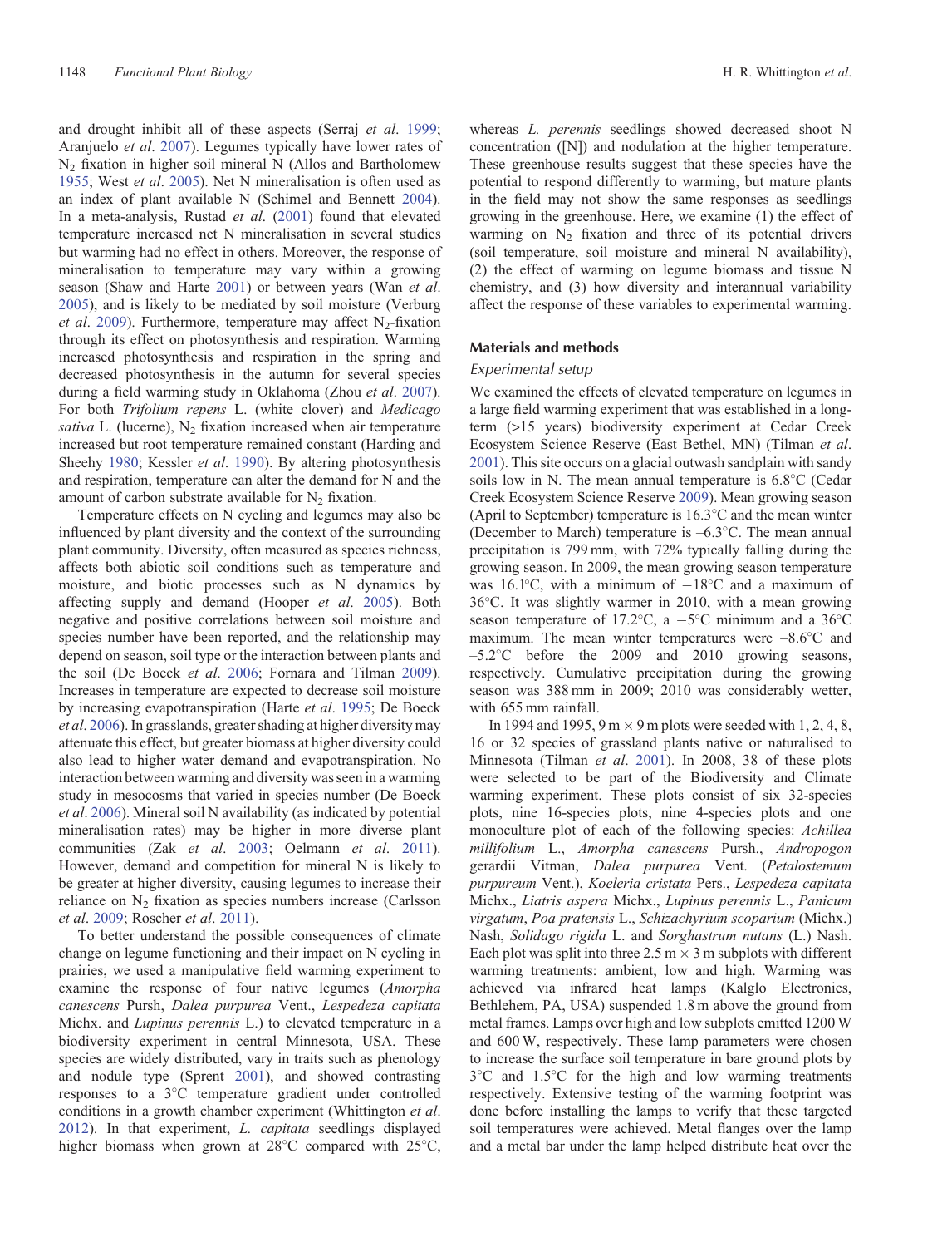and drought inhibit all of these aspects (Serraj *et al*. 1999; Aranjuelo *et al*. 2007). Legumes typically have lower rates of $N_2$ fixation in higher soil mineral N (Allos and Bartholomew 1955; West *et al*. 2005). Net N mineralisation is often used as an index of plant available N (Schimel and Bennett 2004). In a meta-analysis, Rustad *et al*. (2001) found that elevated temperature increased net N mineralisation in several studies but warming had no effect in others. Moreover, the response of mineralisation to temperature may vary within a growing season (Shaw and Harte 2001) or between years (Wan *et al*. 2005), and is likely to be mediated by soil moisture (Verburg *et al*. 2009). Furthermore, temperature may affect $N_2$-fixation through its effect on photosynthesis and respiration. Warming increased photosynthesis and respiration in the spring and decreased photosynthesis in the autumn for several species during a field warming study in Oklahoma (Zhou *et al*. 2007). For both *Trifolium repens* L. (white clover) and *Medicago sativa* L. (lucerne), $N_2$ fixation increased when air temperature increased but root temperature remained constant (Harding and Sheehy 1980; Kessler *et al*. 1990). By altering photosynthesis and respiration, temperature can alter the demand for N and the amount of carbon substrate available for $N_2$ fixation.

Temperature effects on N cycling and legumes may also be influenced by plant diversity and the context of the surrounding plant community. Diversity, often measured as species richness, affects both abiotic soil conditions such as temperature and moisture, and biotic processes such as N dynamics by affecting supply and demand (Hooper *et al*. 2005). Both negative and positive correlations between soil moisture and species number have been reported, and the relationship may depend on season, soil type or the interaction between plants and the soil (De Boeck *et al*. 2006; Fornara and Tilman 2009). Increases in temperature are expected to decrease soil moisture by increasing evapotranspiration (Harte *et al*. 1995; De Boeck *et al*. 2006). In grasslands, greater shading at higher diversity may attenuate this effect, but greater biomass at higher diversity could also lead to higher water demand and evapotranspiration. No interaction between warming and diversity was seen in a warming study in mesocosms that varied in species number (De Boeck *et al*. 2006). Mineral soil N availability (as indicated by potential mineralisation rates) may be higher in more diverse plant communities (Zak *et al*. 2003; Oelmann *et al*. 2011). However, demand and competition for mineral N is likely to be greater at higher diversity, causing legumes to increase their reliance on $N_2$ fixation as species numbers increase (Carlsson *et al*. 2009; Roscher *et al*. 2011).

To better understand the possible consequences of climate change on legume functioning and their impact on N cycling in prairies, we used a manipulative field warming experiment to examine the response of four native legumes (*Amorpha canescens* Pursh, *Dalea purpurea* Vent., *Lespedeza capitata* Michx. and *Lupinus perennis* L.) to elevated temperature in a biodiversity experiment in central Minnesota, USA. These species are widely distributed, vary in traits such as phenology and nodule type (Sprent 2001), and showed contrasting responses to a 3°C temperature gradient under controlled conditions in a growth chamber experiment (Whittington *et al*. 2012). In that experiment, *L. capitata* seedlings displayed higher biomass when grown at 28°C compared with 25°C, whereas *L. perennis* seedlings showed decreased shoot N concentration ([N]) and nodulation at the higher temperature. These greenhouse results suggest that these species have the potential to respond differently to warming, but mature plants in the field may not show the same responses as seedlings growing in the greenhouse. Here, we examine (1) the effect of warming on $N_2$ fixation and three of its potential drivers (soil temperature, soil moisture and mineral N availability), (2) the effect of warming on legume biomass and tissue N chemistry, and (3) how diversity and interannual variability affect the response of these variables to experimental warming.

## Materials and methods

### Experimental setup

We examined the effects of elevated temperature on legumes in a large field warming experiment that was established in a long-term (>15 years) biodiversity experiment at Cedar Creek Ecosystem Science Reserve (East Bethel, MN) (Tilman *et al*. 2001). This site occurs on a glacial outwash sandplain with sandy soils low in N. The mean annual temperature is 6.8°C (Cedar Creek Ecosystem Science Reserve 2009). Mean growing season (April to September) temperature is 16.3°C and the mean winter (December to March) temperature is –6.3°C. The mean annual precipitation is 799 mm, with 72% typically falling during the growing season. In 2009, the mean growing season temperature was 16.1°C, with a minimum of −18°C and a maximum of 36°C. It was slightly warmer in 2010, with a mean growing season temperature of 17.2°C, a −5°C minimum and a 36°C maximum. The mean winter temperatures were –8.6°C and –5.2°C before the 2009 and 2010 growing seasons, respectively. Cumulative precipitation during the growing season was 388 mm in 2009; 2010 was considerably wetter, with 655 mm rainfall.

In 1994 and 1995, 9 m × 9 m plots were seeded with 1, 2, 4, 8, 16 or 32 species of grassland plants native or naturalised to Minnesota (Tilman *et al*. 2001). In 2008, 38 of these plots were selected to be part of the Biodiversity and Climate warming experiment. These plots consist of six 32-species plots, nine 16-species plots, nine 4-species plots and one monoculture plot of each of the following species: *Achillea millifolium* L., *Amorpha canescens* Pursh., *Andropogon gerardii* Vitman, *Dalea purpurea* Vent. (*Petalostemum purpureum* Vent.), *Koeleria cristata* Pers., *Lespedeza capitata* Michx., *Liatris aspera* Michx., *Lupinus perennis* L., *Panicum virgatum*, *Poa pratensis* L., *Schizachyrium scoparium* (Michx.) Nash, *Solidago rigida* L. and *Sorghastrum nutans* (L.) Nash. Each plot was split into three 2.5 m × 3 m subplots with different warming treatments: ambient, low and high. Warming was achieved via infrared heat lamps (Kalglo Electronics, Bethlehem, PA, USA) suspended 1.8 m above the ground from metal frames. Lamps over high and low subplots emitted 1200 W and 600 W, respectively. These lamp parameters were chosen to increase the surface soil temperature in bare ground plots by 3°C and 1.5°C for the high and low warming treatments respectively. Extensive testing of the warming footprint was done before installing the lamps to verify that these targeted soil temperatures were achieved. Metal flanges over the lamp and a metal bar under the lamp helped distribute heat over the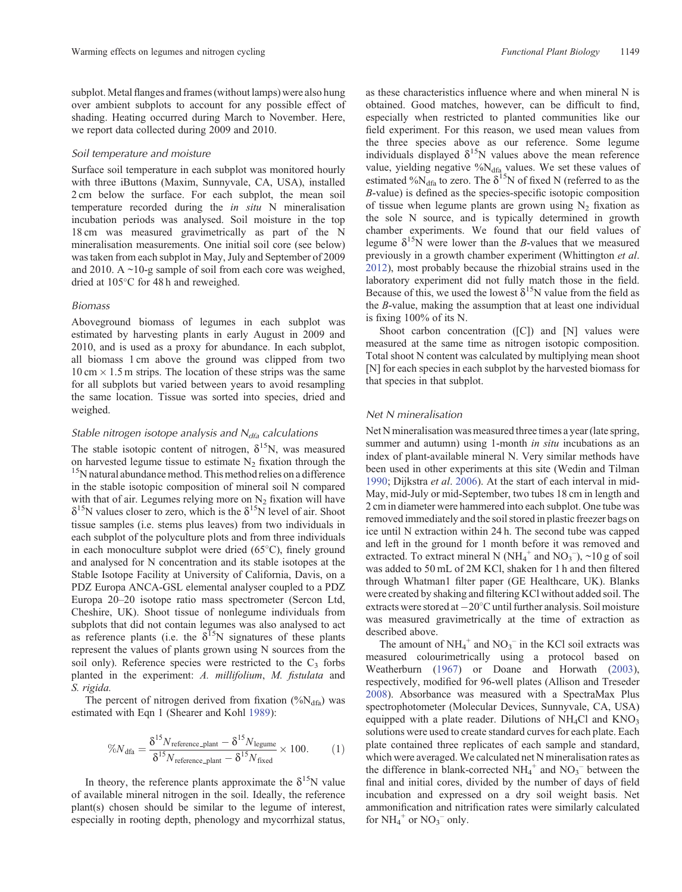subplot. Metal flanges and frames (without lamps) were also hung over ambient subplots to account for any possible effect of shading. Heating occurred during March to November. Here, we report data collected during 2009 and 2010.

### *Soil temperature and moisture*

Surface soil temperature in each subplot was monitored hourly with three iButtons (Maxim, Sunnyvale, CA, USA), installed 2 cm below the surface. For each subplot, the mean soil temperature recorded during the *in situ* N mineralisation incubation periods was analysed. Soil moisture in the top 18 cm was measured gravimetrically as part of the N mineralisation measurements. One initial soil core (see below) was taken from each subplot in May, July and September of 2009 and 2010. A ~10-g sample of soil from each core was weighed, dried at 105°C for 48 h and reweighed.

### *Biomass*

Aboveground biomass of legumes in each subplot was estimated by harvesting plants in early August in 2009 and 2010, and is used as a proxy for abundance. In each subplot, all biomass 1 cm above the ground was clipped from two 10 cm × 1.5 m strips. The location of these strips was the same for all subplots but varied between years to avoid resampling the same location. Tissue was sorted into species, dried and weighed.

### *Stable nitrogen isotope analysis and $N_{dfa}$ calculations*

The stable isotopic content of nitrogen, $\delta^{15}N$, was measured on harvested legume tissue to estimate $N_2$ fixation through the $^{15}N$ natural abundance method. This method relies on a difference in the stable isotopic composition of mineral soil N compared with that of air. Legumes relying more on $N_2$ fixation will have $\delta^{15}N$ values closer to zero, which is the $\delta^{15}N$ level of air. Shoot tissue samples (i.e. stems plus leaves) from two individuals in each subplot of the polyculture plots and from three individuals in each monoculture subplot were dried (65°C), finely ground and analysed for N concentration and its stable isotopes at the Stable Isotope Facility at University of California, Davis, on a PDZ Europa ANCA-GSL elemental analyser coupled to a PDZ Europa 20–20 isotope ratio mass spectrometer (Sercon Ltd, Cheshire, UK). Shoot tissue of nonlegume individuals from subplots that did not contain legumes was also analysed to act as reference plants (i.e. the $\delta^{15}N$ signatures of these plants represent the values of plants grown using N sources from the soil only). Reference species were restricted to the $C_3$ forbs planted in the experiment: *A. millifolium*, *M. fistulata* and *S. rigida*.

The percent of nitrogen derived from fixation ($\%N_{dfa}$) was estimated with Eqn 1 (Shearer and Kohl 1989):

$$\%N_{dfa} = \frac{\delta^{15}N_{reference\_plant} - \delta^{15}N_{legume}}{\delta^{15}N_{reference\_plant} - \delta^{15}N_{fixed}} \times 100. \qquad (1)$$

In theory, the reference plants approximate the $\delta^{15}N$ value of available mineral nitrogen in the soil. Ideally, the reference plant(s) chosen should be similar to the legume of interest, especially in rooting depth, phenology and mycorrhizal status, as these characteristics influence where and when mineral N is obtained. Good matches, however, can be difficult to find, especially when restricted to planted communities like our field experiment. For this reason, we used mean values from the three species above as our reference. Some legume individuals displayed $\delta^{15}N$ values above the mean reference value, yielding negative $\%N_{dfa}$ values. We set these values of estimated $\%N_{dfa}$ to zero. The $\delta^{15}N$ of fixed N (referred to as the *B*-value) is defined as the species-specific isotopic composition of tissue when legume plants are grown using $N_2$ fixation as the sole N source, and is typically determined in growth chamber experiments. We found that our field values of legume $\delta^{15}N$ were lower than the *B*-values that we measured previously in a growth chamber experiment (Whittington *et al*. 2012), most probably because the rhizobial strains used in the laboratory experiment did not fully match those in the field. Because of this, we used the lowest $\delta^{15}N$ value from the field as the *B*-value, making the assumption that at least one individual is fixing 100% of its N.

Shoot carbon concentration ([C]) and [N] values were measured at the same time as nitrogen isotopic composition. Total shoot N content was calculated by multiplying mean shoot [N] for each species in each subplot by the harvested biomass for that species in that subplot.

### *Net N mineralisation*

Net N mineralisation was measured three times a year (late spring, summer and autumn) using 1-month *in situ* incubations as an index of plant-available mineral N. Very similar methods have been used in other experiments at this site (Wedin and Tilman 1990; Dijkstra *et al*. 2006). At the start of each interval in mid-May, mid-July or mid-September, two tubes 18 cm in length and 2 cm in diameter were hammered into each subplot. One tube was removed immediately and the soil stored in plastic freezer bags on ice until N extraction within 24 h. The second tube was capped and left in the ground for 1 month before it was removed and extracted. To extract mineral N ($NH_4^+$ and $NO_3^-$), ~10 g of soil was added to 50 mL of 2M KCl, shaken for 1 h and then filtered through Whatman1 filter paper (GE Healthcare, UK). Blanks were created by shaking and filtering KCl without added soil. The extracts were stored at −20°C until further analysis. Soil moisture was measured gravimetrically at the time of extraction as described above.

The amount of $NH_4^+$ and $NO_3^-$ in the KCl soil extracts was measured colourimetrically using a protocol based on Weatherburn (1967) or Doane and Horwath (2003), respectively, modified for 96-well plates (Allison and Treseder 2008). Absorbance was measured with a SpectraMax Plus spectrophotometer (Molecular Devices, Sunnyvale, CA, USA) equipped with a plate reader. Dilutions of $NH_4Cl$ and $KNO_3$ solutions were used to create standard curves for each plate. Each plate contained three replicates of each sample and standard, which were averaged. We calculated net N mineralisation rates as the difference in blank-corrected $NH_4^+$ and $NO_3^-$ between the final and initial cores, divided by the number of days of field incubation and expressed on a dry soil weight basis. Net ammonification and nitrification rates were similarly calculated for $NH_4^+$ or $NO_3^-$ only.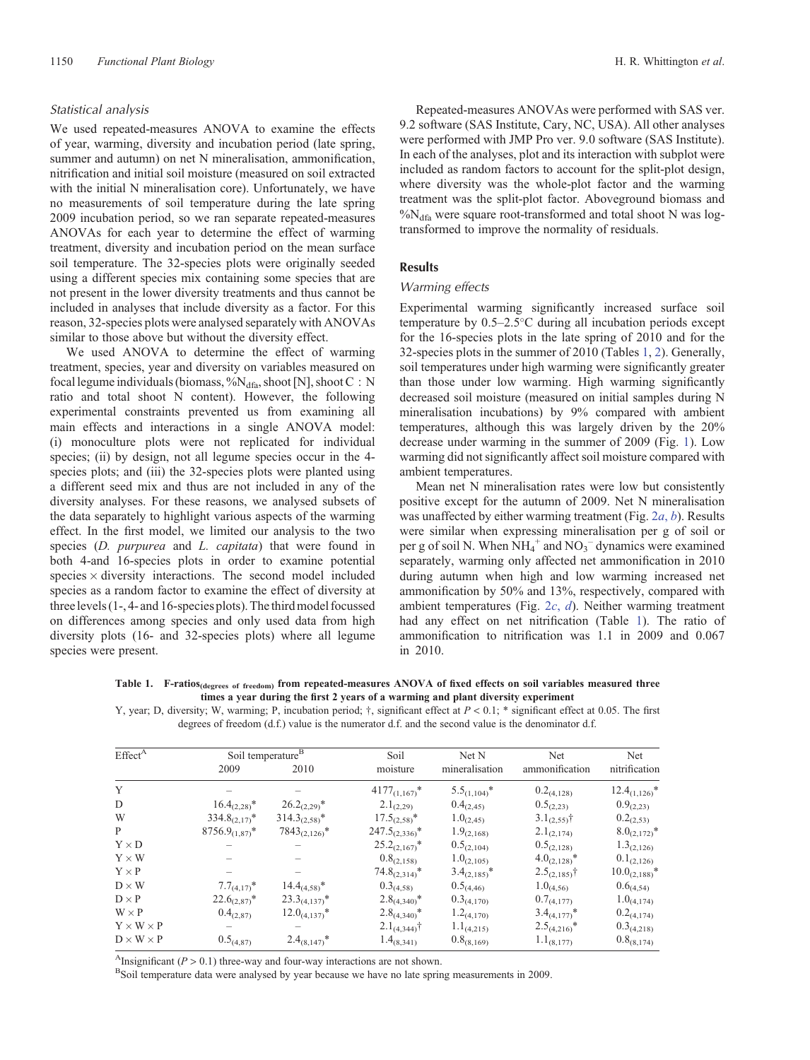### *Statistical analysis*

We used repeated-measures ANOVA to examine the effects of year, warming, diversity and incubation period (late spring, summer and autumn) on net N mineralisation, ammonification, nitrification and initial soil moisture (measured on soil extracted with the initial N mineralisation core). Unfortunately, we have no measurements of soil temperature during the late spring 2009 incubation period, so we ran separate repeated-measures ANOVAs for each year to determine the effect of warming treatment, diversity and incubation period on the mean surface soil temperature. The 32-species plots were originally seeded using a different species mix containing some species that are not present in the lower diversity treatments and thus cannot be included in analyses that include diversity as a factor. For this reason, 32-species plots were analysed separately with ANOVAs similar to those above but without the diversity effect.

We used ANOVA to determine the effect of warming treatment, species, year and diversity on variables measured on focal legume individuals (biomass, $\%N_{dfa}$, shoot [N], shoot C : N ratio and total shoot N content). However, the following experimental constraints prevented us from examining all main effects and interactions in a single ANOVA model: (i) monoculture plots were not replicated for individual species; (ii) by design, not all legume species occur in the 4-species plots; and (iii) the 32-species plots were planted using a different seed mix and thus are not included in any of the diversity analyses. For these reasons, we analysed subsets of the data separately to highlight various aspects of the warming effect. In the first model, we limited our analysis to the two species (*D. purpurea* and *L. capitata*) that were found in both 4-and 16-species plots in order to examine potential species × diversity interactions. The second model included species as a random factor to examine the effect of diversity at three levels (1-, 4- and 16-species plots). The third model focussed on differences among species and only used data from high diversity plots (16- and 32-species plots) where all legume species were present.

Repeated-measures ANOVAs were performed with SAS ver. 9.2 software (SAS Institute, Cary, NC, USA). All other analyses were performed with JMP Pro ver. 9.0 software (SAS Institute). In each of the analyses, plot and its interaction with subplot were included as random factors to account for the split-plot design, where diversity was the whole-plot factor and the warming treatment was the split-plot factor. Aboveground biomass and $\%N_{dfa}$ were square root-transformed and total shoot N was log-transformed to improve the normality of residuals.

## Results

### *Warming effects*

Experimental warming significantly increased surface soil temperature by 0.5–2.5°C during all incubation periods except for the 16-species plots in the late spring of 2010 and for the 32-species plots in the summer of 2010 (Tables 1, 2). Generally, soil temperatures under high warming were significantly greater than those under low warming. High warming significantly decreased soil moisture (measured on initial samples during N mineralisation incubations) by 9% compared with ambient temperatures, although this was largely driven by the 20% decrease under warming in the summer of 2009 (Fig. 1). Low warming did not significantly affect soil moisture compared with ambient temperatures.

Mean net N mineralisation rates were low but consistently positive except for the autumn of 2009. Net N mineralisation was unaffected by either warming treatment (Fig. 2*a*, *b*). Results were similar when expressing mineralisation per g of soil or per g of soil N. When $NH_4^+$ and $NO_3^-$ dynamics were examined separately, warming only affected net ammonification in 2010 during autumn when high and low warming increased net ammonification by 50% and 13%, respectively, compared with ambient temperatures (Fig. 2*c*, *d*). Neither warming treatment had any effect on net nitrification (Table 1). The ratio of ammonification to nitrification was 1.1 in 2009 and 0.067 in 2010.

**Table 1. F-ratios$_{\text{(degrees of freedom)}}$ from repeated-measures ANOVA of fixed effects on soil variables measured three times a year during the first 2 years of a warming and plant diversity experiment**

Y, year; D, diversity; W, warming; P, incubation period; †, significant effect at $P < 0.1$; * significant effect at 0.05. The first degrees of freedom (d.f.) value is the numerator d.f. and the second value is the denominator d.f.

| Effect[A] | Soil temperature[B] 2009 | Soil temperature[B] 2010 | Soil moisture | Net N mineralisation | Net ammonification | Net nitrification |
|---|---|---|---|---|---|---|
| Y | – | – | $4177_{(1,167)}$* | $5.5_{(1,104)}$* | $0.2_{(4,128)}$ | $12.4_{(1,126)}$* |
| D | $16.4_{(2,28)}$* | $26.2_{(2,29)}$* | $2.1_{(2,29)}$ | $0.4_{(2,45)}$ | $0.5_{(2,23)}$ | $0.9_{(2,23)}$ |
| W | $334.8_{(2,17)}$* | $314.3_{(2,58)}$* | $17.5_{(2,58)}$* | $1.0_{(2,45)}$ | $3.1_{(2,55)}$† | $0.2_{(2,53)}$ |
| P | $8756.9_{(1,87)}$* | $7843_{(2,126)}$* | $247.5_{(2,336)}$* | $1.9_{(2,168)}$ | $2.1_{(2,174)}$ | $8.0_{(2,172)}$* |
| Y × D | – | – | $25.2_{(2,167)}$* | $0.5_{(2,104)}$ | $0.5_{(2,128)}$ | $1.3_{(2,126)}$ |
| Y × W | – | – | $0.8_{(2,158)}$ | $1.0_{(2,105)}$ | $4.0_{(2,128)}$* | $0.1_{(2,126)}$ |
| Y × P | – | – | $74.8_{(2,314)}$* | $3.4_{(2,185)}$* | $2.5_{(2,185)}$† | $10.0_{(2,188)}$* |
| D × W | $7.7_{(4,17)}$* | $14.4_{(4,58)}$* | $0.3_{(4,58)}$ | $0.5_{(4,46)}$ | $1.0_{(4,56)}$ | $0.6_{(4,54)}$ |
| D × P | $22.6_{(2,87)}$* | $23.3_{(4,137)}$* | $2.8_{(4,340)}$* | $0.3_{(4,170)}$ | $0.7_{(4,177)}$ | $1.0_{(4,174)}$ |
| W × P | $0.4_{(2,87)}$ | $12.0_{(4,137)}$* | $2.8_{(4,340)}$* | $1.2_{(4,170)}$ | $3.4_{(4,177)}$* | $0.2_{(4,174)}$ |
| Y × W × P | – | – | $2.1_{(4,344)}$† | $1.1_{(4,215)}$ | $2.5_{(4,216)}$* | $0.3_{(4,218)}$ |
| D × W × P | $0.5_{(4,87)}$ | $2.4_{(8,147)}$* | $1.4_{(8,341)}$ | $0.8_{(8,169)}$ | $1.1_{(8,177)}$ | $0.8_{(8,174)}$ |

[A]Insignificant ($P > 0.1$) three-way and four-way interactions are not shown.

[B]Soil temperature data were analysed by year because we have no late spring measurements in 2009.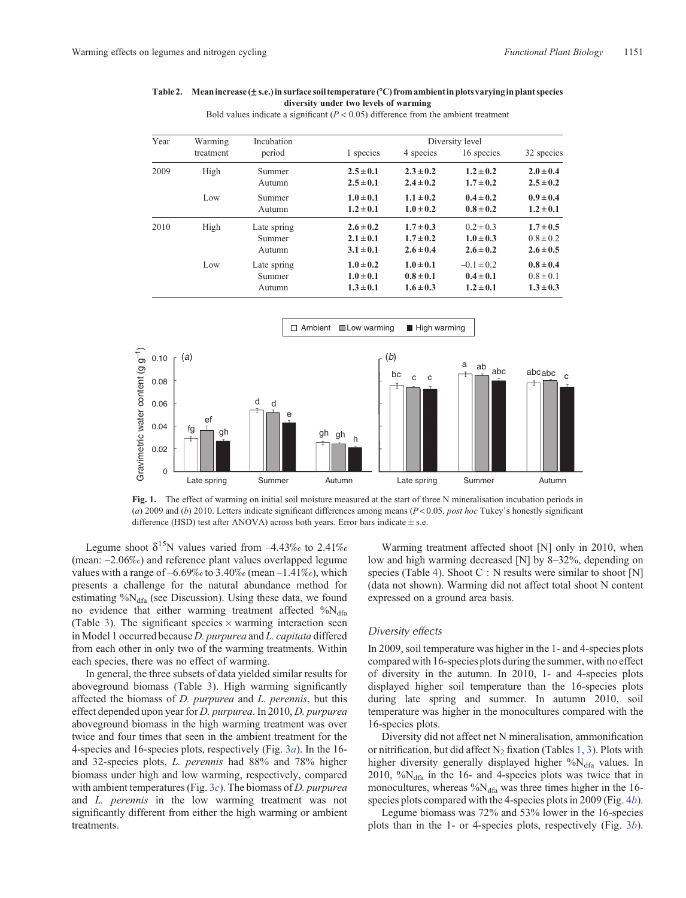**Table 2. Mean increase (± s.e.) in surface soil temperature (°C) from ambient in plots varying in plant species diversity under two levels of warming**

Bold values indicate a significant ($P < 0.05$) difference from the ambient treatment

| Year | Warming treatment | Incubation period | Diversity level | | | |
|---|---|---|---|---|---|---|
| | | | 1 species | 4 species | 16 species | 32 species |
| 2009 | High | Summer | **2.5 ± 0.1** | **2.3 ± 0.2** | **1.2 ± 0.2** | **2.0 ± 0.4** |
| | | Autumn | **2.5 ± 0.1** | **2.4 ± 0.2** | **1.7 ± 0.2** | **2.5 ± 0.2** |
| | Low | Summer | **1.0 ± 0.1** | **1.1 ± 0.2** | **0.4 ± 0.2** | **0.9 ± 0.4** |
| | | Autumn | **1.2 ± 0.1** | **1.0 ± 0.2** | **0.8 ± 0.2** | **1.2 ± 0.1** |
| 2010 | High | Late spring | **2.6 ± 0.2** | **1.7 ± 0.3** | 0.2 ± 0.3 | **1.7 ± 0.5** |
| | | Summer | **2.1 ± 0.1** | **1.7 ± 0.2** | **1.0 ± 0.3** | 0.8 ± 0.2 |
| | | Autumn | **3.1 ± 0.1** | **2.6 ± 0.4** | **2.6 ± 0.2** | **2.6 ± 0.5** |
| | Low | Late spring | **1.0 ± 0.2** | **1.0 ± 0.1** | –0.1 ± 0.2 | **0.8 ± 0.4** |
| | | Summer | **1.0 ± 0.1** | **0.8 ± 0.1** | **0.4 ± 0.1** | 0.8 ± 0.1 |
| | | Autumn | **1.3 ± 0.1** | **1.6 ± 0.3** | **1.2 ± 0.1** | **1.3 ± 0.3** |

**Fig. 1.** The effect of warming on initial soil moisture measured at the start of three N mineralisation incubation periods in (*a*) 2009 and (*b*) 2010. Letters indicate significant differences among means ($P < 0.05$, *post hoc* Tukey's honestly significant difference (HSD) test after ANOVA) across both years. Error bars indicate ± s.e.

Legume shoot $\delta^{15}N$ values varied from –4.43‰ to 2.41‰ (mean: –2.06‰) and reference plant values overlapped legume values with a range of –6.69‰ to 3.40‰ (mean –1.41‰), which presents a challenge for the natural abundance method for estimating $\%N_{dfa}$ (see Discussion). Using these data, we found no evidence that either warming treatment affected $\%N_{dfa}$ (Table 3). The significant species × warming interaction seen in Model 1 occurred because *D. purpurea* and *L. capitata* differed from each other in only two of the warming treatments. Within each species, there was no effect of warming.

In general, the three subsets of data yielded similar results for aboveground biomass (Table 3). High warming significantly affected the biomass of *D. purpurea* and *L. perennis*, but this effect depended upon year for *D. purpurea*. In 2010, *D. purpurea* aboveground biomass in the high warming treatment was over twice and four times that seen in the ambient treatment for the 4-species and 16-species plots, respectively (Fig. 3*a*). In the 16- and 32-species plots, *L. perennis* had 88% and 78% higher biomass under high and low warming, respectively, compared with ambient temperatures (Fig. 3*c*). The biomass of *D. purpurea* and *L. perennis* in the low warming treatment was not significantly different from either the high warming or ambient treatments.

Warming treatment affected shoot [N] only in 2010, when low and high warming decreased [N] by 8–32%, depending on species (Table 4). Shoot C : N results were similar to shoot [N] (data not shown). Warming did not affect total shoot N content expressed on a ground area basis.

### *Diversity effects*

In 2009, soil temperature was higher in the 1- and 4-species plots compared with 16-species plots during the summer, with no effect of diversity in the autumn. In 2010, 1- and 4-species plots displayed higher soil temperature than the 16-species plots during late spring and summer. In autumn 2010, soil temperature was higher in the monocultures compared with the 16-species plots.

Diversity did not affect net N mineralisation, ammonification or nitrification, but did affect $N_2$ fixation (Tables 1, 3). Plots with higher diversity generally displayed higher $\%N_{dfa}$ values. In 2010, $\%N_{dfa}$ in the 16- and 4-species plots was twice that in monocultures, whereas $\%N_{dfa}$ was three times higher in the 16-species plots compared with the 4-species plots in 2009 (Fig. 4*b*).

Legume biomass was 72% and 53% lower in the 16-species plots than in the 1- or 4-species plots, respectively (Fig. 3*b*).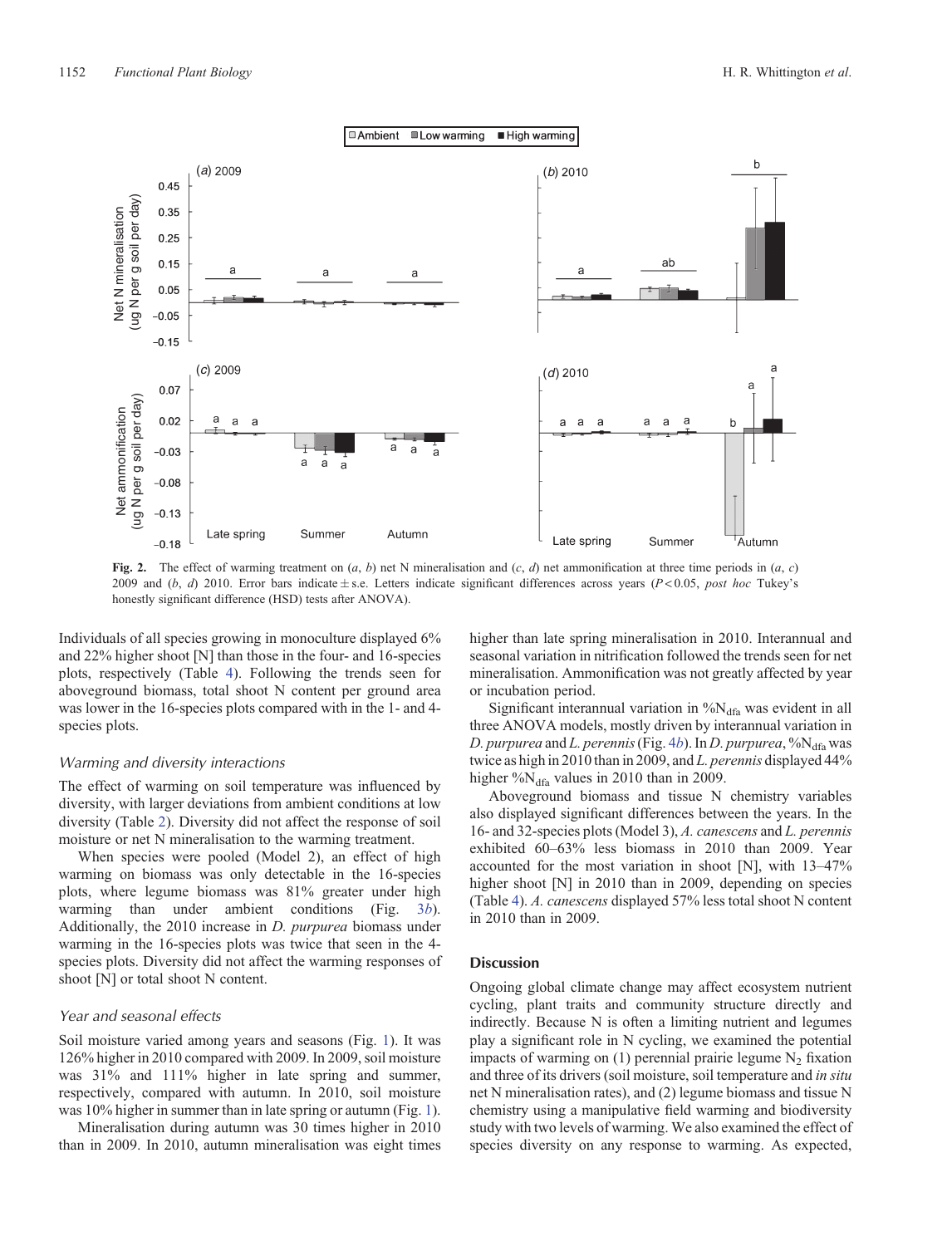**Fig. 2.** The effect of warming treatment on (*a*, *b*) net N mineralisation and (*c*, *d*) net ammonification at three time periods in (*a*, *c*) 2009 and (*b*, *d*) 2010. Error bars indicate ± s.e. Letters indicate significant differences across years ($P < 0.05$, *post hoc* Tukey's honestly significant difference (HSD) tests after ANOVA).

Individuals of all species growing in monoculture displayed 6% and 22% higher shoot [N] than those in the four- and 16-species plots, respectively (Table 4). Following the trends seen for aboveground biomass, total shoot N content per ground area was lower in the 16-species plots compared with in the 1- and 4-species plots.

### Warming and diversity interactions

The effect of warming on soil temperature was influenced by diversity, with larger deviations from ambient conditions at low diversity (Table 2). Diversity did not affect the response of soil moisture or net N mineralisation to the warming treatment.

When species were pooled (Model 2), an effect of high warming on biomass was only detectable in the 16-species plots, where legume biomass was 81% greater under high warming than under ambient conditions (Fig. 3*b*). Additionally, the 2010 increase in *D. purpurea* biomass under warming in the 16-species plots was twice that seen in the 4-species plots. Diversity did not affect the warming responses of shoot [N] or total shoot N content.

### Year and seasonal effects

Soil moisture varied among years and seasons (Fig. 1). It was 126% higher in 2010 compared with 2009. In 2009, soil moisture was 31% and 111% higher in late spring and summer, respectively, compared with autumn. In 2010, soil moisture was 10% higher in summer than in late spring or autumn (Fig. 1).

Mineralisation during autumn was 30 times higher in 2010 than in 2009. In 2010, autumn mineralisation was eight times higher than late spring mineralisation in 2010. Interannual and seasonal variation in nitrification followed the trends seen for net mineralisation. Ammonification was not greatly affected by year or incubation period.

Significant interannual variation in $\%N_{dfa}$ was evident in all three ANOVA models, mostly driven by interannual variation in *D. purpurea* and *L. perennis* (Fig. 4*b*). In *D. purpurea*, $\%N_{dfa}$ was twice as high in 2010 than in 2009, and *L. perennis* displayed 44% higher $\%N_{dfa}$ values in 2010 than in 2009.

Aboveground biomass and tissue N chemistry variables also displayed significant differences between the years. In the 16- and 32-species plots (Model 3), *A. canescens* and *L. perennis* exhibited 60–63% less biomass in 2010 than 2009. Year accounted for the most variation in shoot [N], with 13–47% higher shoot [N] in 2010 than in 2009, depending on species (Table 4). *A. canescens* displayed 57% less total shoot N content in 2010 than in 2009.

## Discussion

Ongoing global climate change may affect ecosystem nutrient cycling, plant traits and community structure directly and indirectly. Because N is often a limiting nutrient and legumes play a significant role in N cycling, we examined the potential impacts of warming on (1) perennial prairie legume $N_2$ fixation and three of its drivers (soil moisture, soil temperature and *in situ* net N mineralisation rates), and (2) legume biomass and tissue N chemistry using a manipulative field warming and biodiversity study with two levels of warming. We also examined the effect of species diversity on any response to warming. As expected,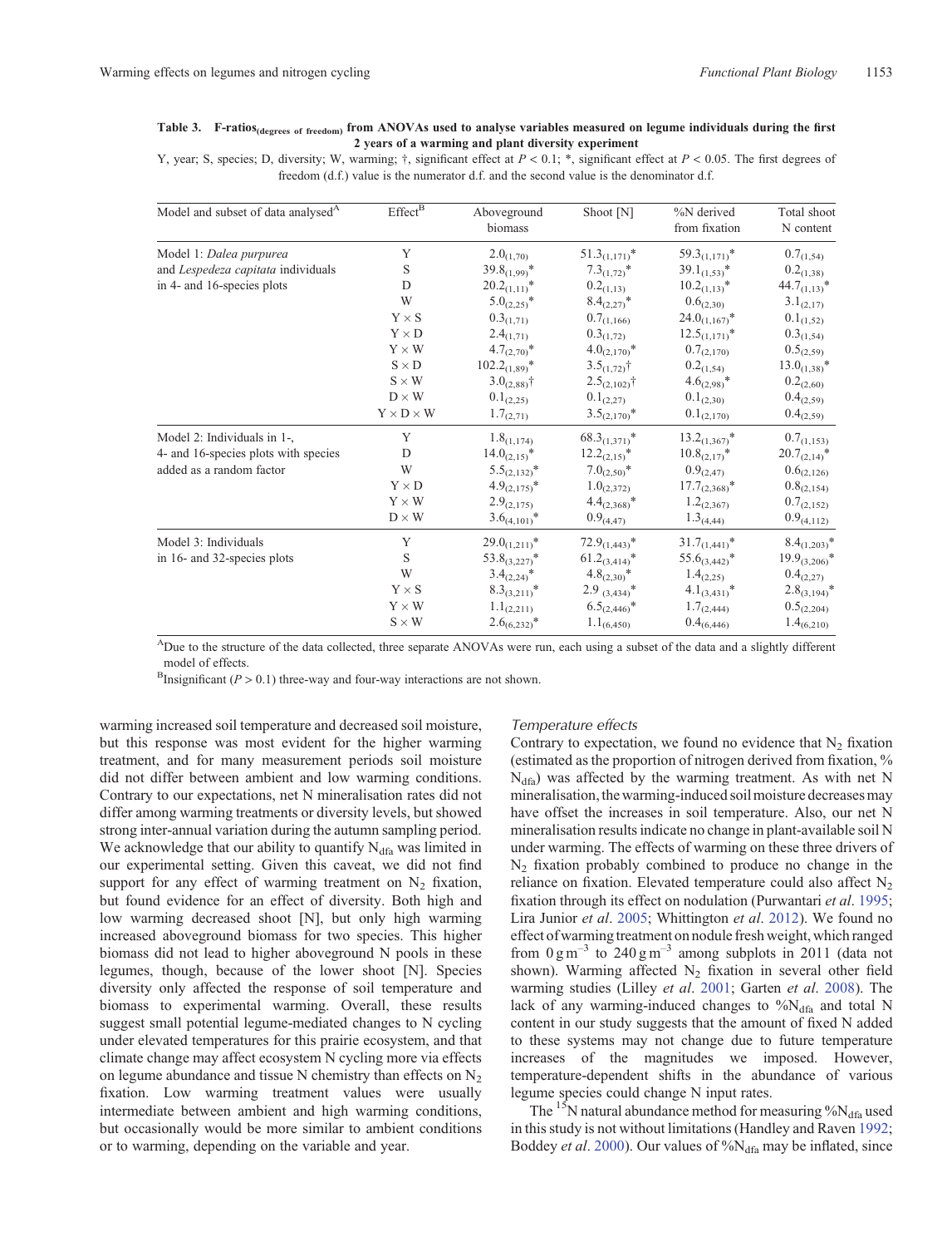**Table 3. F-ratios$_{(\text{degrees of freedom})}$ from ANOVAs used to analyse variables measured on legume individuals during the first 2 years of a warming and plant diversity experiment**

Y, year; S, species; D, diversity; W, warming; †, significant effect at $P < 0.1$; *, significant effect at $P < 0.05$. The first degrees of freedom (d.f.) value is the numerator d.f. and the second value is the denominator d.f.

| Model and subset of data analysed[A] | Effect[B] | Aboveground biomass | Shoot [N] | %N derived from fixation | Total shoot N content |
|---|---|---|---|---|---|
| Model 1: *Dalea purpurea* and *Lespedeza capitata* individuals in 4- and 16-species plots | Y | $2.0_{(1,70)}$ | $51.3_{(1,171)}$* | $59.3_{(1,171)}$* | $0.7_{(1,54)}$ |
| | S | $39.8_{(1,99)}$* | $7.3_{(1,72)}$* | $39.1_{(1,53)}$* | $0.2_{(1,38)}$ |
| | D | $20.2_{(1,11)}$* | $0.2_{(1,13)}$ | $10.2_{(1,13)}$* | $44.7_{(1,13)}$* |
| | W | $5.0_{(2,25)}$* | $8.4_{(2,27)}$* | $0.6_{(2,30)}$ | $3.1_{(2,17)}$ |
| | Y × S | $0.3_{(1,71)}$ | $0.7_{(1,166)}$ | $24.0_{(1,167)}$* | $0.1_{(1,52)}$ |
| | Y × D | $2.4_{(1,71)}$ | $0.3_{(1,72)}$ | $12.5_{(1,171)}$* | $0.3_{(1,54)}$ |
| | Y × W | $4.7_{(2,70)}$* | $4.0_{(2,170)}$* | $0.7_{(2,170)}$ | $0.5_{(2,59)}$ |
| | S × D | $102.2_{(1,89)}$* | $3.5_{(1,72)}$† | $0.2_{(1,54)}$ | $13.0_{(1,38)}$* |
| | S × W | $3.0_{(2,88)}$† | $2.5_{(2,102)}$† | $4.6_{(2,98)}$* | $0.2_{(2,60)}$ |
| | D × W | $0.1_{(2,25)}$ | $0.1_{(2,27)}$ | $0.1_{(2,30)}$ | $0.4_{(2,59)}$ |
| | Y × D × W | $1.7_{(2,71)}$ | $3.5_{(2,170)}$* | $0.1_{(2,170)}$ | $0.4_{(2,59)}$ |
| Model 2: Individuals in 1-, 4- and 16-species plots with species added as a random factor | Y | $1.8_{(1,174)}$ | $68.3_{(1,371)}$* | $13.2_{(1,367)}$* | $0.7_{(1,153)}$ |
| | D | $14.0_{(2,15)}$* | $12.2_{(2,15)}$* | $10.8_{(2,17)}$* | $20.7_{(2,14)}$* |
| | W | $5.5_{(2,132)}$* | $7.0_{(2,50)}$* | $0.9_{(2,47)}$ | $0.6_{(2,126)}$ |
| | Y × D | $4.9_{(2,175)}$* | $1.0_{(2,372)}$ | $17.7_{(2,368)}$* | $0.8_{(2,154)}$ |
| | Y × W | $2.9_{(2,175)}$ | $4.4_{(2,368)}$* | $1.2_{(2,367)}$ | $0.7_{(2,152)}$ |
| | D × W | $3.6_{(4,101)}$* | $0.9_{(4,47)}$ | $1.3_{(4,44)}$ | $0.9_{(4,112)}$ |
| Model 3: Individuals in 16- and 32-species plots | Y | $29.0_{(1,211)}$* | $72.9_{(1,443)}$* | $31.7_{(1,441)}$* | $8.4_{(1,203)}$* |
| | S | $53.8_{(3,227)}$* | $61.2_{(3,414)}$* | $55.6_{(3,442)}$* | $19.9_{(3,206)}$* |
| | W | $3.4_{(2,24)}$* | $4.8_{(2,30)}$* | $1.4_{(2,25)}$ | $0.4_{(2,27)}$ |
| | Y × S | $8.3_{(3,211)}$* | $2.9_{(3,434)}$* | $4.1_{(3,431)}$* | $2.8_{(3,194)}$* |
| | Y × W | $1.1_{(2,211)}$ | $6.5_{(2,446)}$* | $1.7_{(2,444)}$ | $0.5_{(2,204)}$ |
| | S × W | $2.6_{(6,232)}$* | $1.1_{(6,450)}$ | $0.4_{(6,446)}$ | $1.4_{(6,210)}$ |

[A]Due to the structure of the data collected, three separate ANOVAs were run, each using a subset of the data and a slightly different model of effects.

[B]Insignificant ($P > 0.1$) three-way and four-way interactions are not shown.

warming increased soil temperature and decreased soil moisture, but this response was most evident for the higher warming treatment, and for many measurement periods soil moisture did not differ between ambient and low warming conditions. Contrary to our expectations, net N mineralisation rates did not differ among warming treatments or diversity levels, but showed strong inter-annual variation during the autumn sampling period. We acknowledge that our ability to quantify $N_{dfa}$ was limited in our experimental setting. Given this caveat, we did not find support for any effect of warming treatment on $N_2$ fixation, but found evidence for an effect of diversity. Both high and low warming decreased shoot [N], but only high warming increased aboveground biomass for two species. This higher biomass did not lead to higher aboveground N pools in these legumes, though, because of the lower shoot [N]. Species diversity only affected the response of soil temperature and biomass to experimental warming. Overall, these results suggest small potential legume-mediated changes to N cycling under elevated temperatures for this prairie ecosystem, and that climate change may affect ecosystem N cycling more via effects on legume abundance and tissue N chemistry than effects on $N_2$ fixation. Low warming treatment values were usually intermediate between ambient and high warming conditions, but occasionally would be more similar to ambient conditions or to warming, depending on the variable and year.

### *Temperature effects*

Contrary to expectation, we found no evidence that $N_2$ fixation (estimated as the proportion of nitrogen derived from fixation, %$N_{dfa}$) was affected by the warming treatment. As with net N mineralisation, the warming-induced soil moisture decreases may have offset the increases in soil temperature. Also, our net N mineralisation results indicate no change in plant-available soil N under warming. The effects of warming on these three drivers of $N_2$ fixation probably combined to produce no change in the reliance on fixation. Elevated temperature could also affect $N_2$ fixation through its effect on nodulation (Purwantari *et al*. 1995; Lira Junior *et al*. 2005; Whittington *et al*. 2012). We found no effect of warming treatment on nodule fresh weight, which ranged from $0\,g\,m^{-3}$ to $240\,g\,m^{-3}$ among subplots in 2011 (data not shown). Warming affected $N_2$ fixation in several other field warming studies (Lilley *et al*. 2001; Garten *et al*. 2008). The lack of any warming-induced changes to %$N_{dfa}$ and total N content in our study suggests that the amount of fixed N added to these systems may not change due to future temperature increases of the magnitudes we imposed. However, temperature-dependent shifts in the abundance of various legume species could change N input rates.

The $^{15}N$ natural abundance method for measuring %$N_{dfa}$ used in this study is not without limitations (Handley and Raven 1992; Boddey *et al*. 2000). Our values of %$N_{dfa}$ may be inflated, since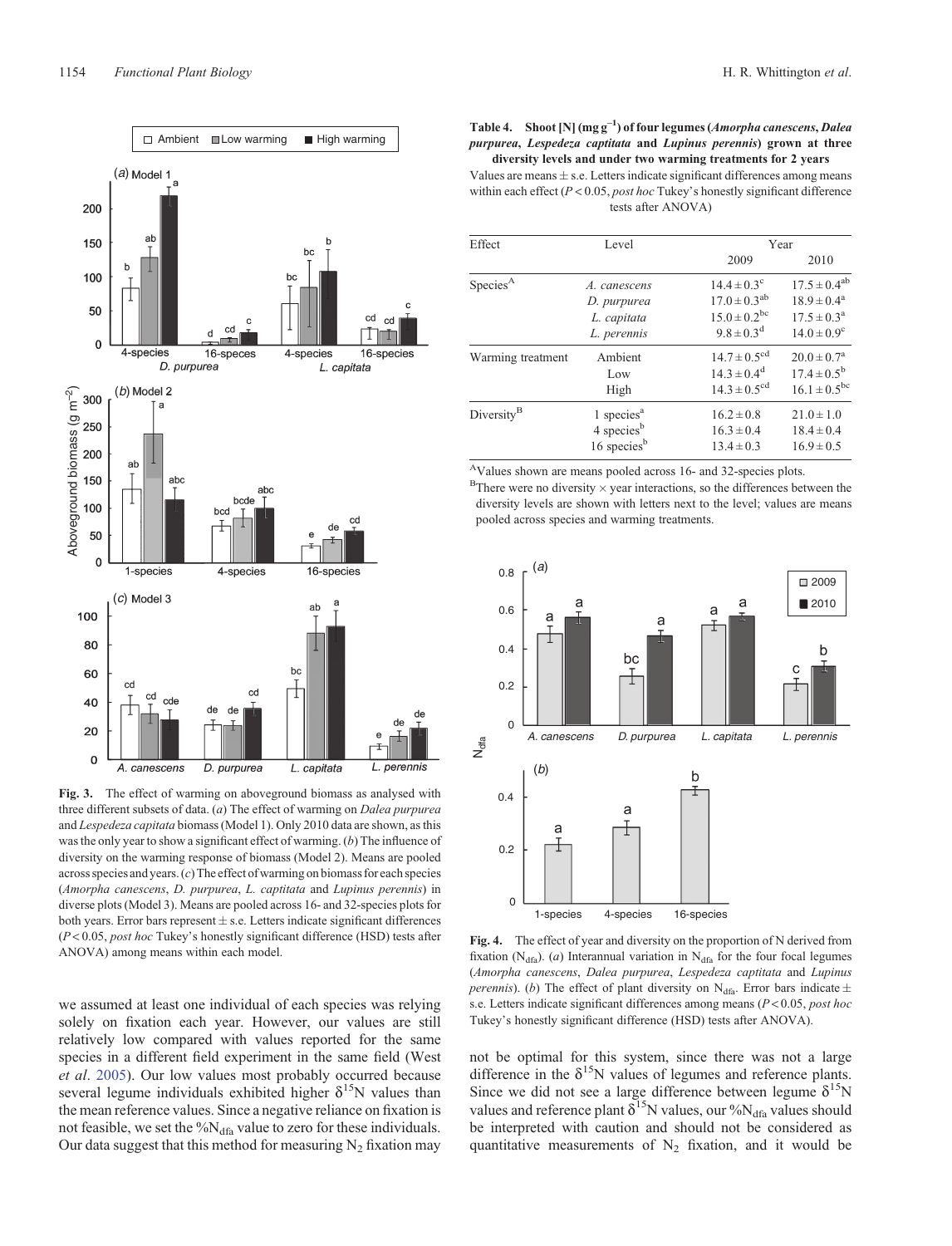**Table 4. Shoot [N] (mg g$^{-1}$) of four legumes (*Amorpha canescens*, *Dalea purpurea*, *Lespedeza captitata* and *Lupinus perennis*) grown at three diversity levels and under two warming treatments for 2 years**

Values are means ± s.e. Letters indicate significant differences among means within each effect ($P < 0.05$, *post hoc* Tukey's honestly significant difference tests after ANOVA)

| Effect | Level | Year | |
|---|---|---|---|
| | | 2009 | 2010 |
| Species[A] | *A. canescens* | $14.4 \pm 0.3^{c}$ | $17.5 \pm 0.4^{ab}$ |
| | *D. purpurea* | $17.0 \pm 0.3^{ab}$ | $18.9 \pm 0.4^{a}$ |
| | *L. capitata* | $15.0 \pm 0.2^{bc}$ | $17.5 \pm 0.3^{a}$ |
| | *L. perennis* | $9.8 \pm 0.3^{d}$ | $14.0 \pm 0.9^{c}$ |
| Warming treatment | Ambient | $14.7 \pm 0.5^{cd}$ | $20.0 \pm 0.7^{a}$ |
| | Low | $14.3 \pm 0.4^{d}$ | $17.4 \pm 0.5^{b}$ |
| | High | $14.3 \pm 0.5^{cd}$ | $16.1 \pm 0.5^{bc}$ |
| Diversity[B] | 1 species[a] | $16.2 \pm 0.8$ | $21.0 \pm 1.0$ |
| | 4 species[b] | $16.3 \pm 0.4$ | $18.4 \pm 0.4$ |
| | 16 species[b] | $13.4 \pm 0.3$ | $16.9 \pm 0.5$ |

[A]Values shown are means pooled across 16- and 32-species plots.
[B]There were no diversity × year interactions, so the differences between the diversity levels are shown with letters next to the level; values are means pooled across species and warming treatments.

**Fig. 3.** The effect of warming on aboveground biomass as analysed with three different subsets of data. (*a*) The effect of warming on *Dalea purpurea* and *Lespedeza capitata* biomass (Model 1). Only 2010 data are shown, as this was the only year to show a significant effect of warming. (*b*) The influence of diversity on the warming response of biomass (Model 2). Means are pooled across species and years. (*c*) The effect of warming on biomass for each species (*Amorpha canescens*, *D. purpurea*, *L. captitata* and *Lupinus perennis*) in diverse plots (Model 3). Means are pooled across 16- and 32-species plots for both years. Error bars represent ± s.e. Letters indicate significant differences ($P < 0.05$, *post hoc* Tukey's honestly significant difference (HSD) tests after ANOVA) among means within each model.

**Fig. 4.** The effect of year and diversity on the proportion of N derived from fixation ($N_{dfa}$). (*a*) Interannual variation in $N_{dfa}$ for the four focal legumes (*Amorpha canescens*, *Dalea purpurea*, *Lespedeza captitata* and *Lupinus perennis*). (*b*) The effect of plant diversity on $N_{dfa}$. Error bars indicate ± s.e. Letters indicate significant differences among means ($P < 0.05$, *post hoc* Tukey's honestly significant difference (HSD) tests after ANOVA).

we assumed at least one individual of each species was relying solely on fixation each year. However, our values are still relatively low compared with values reported for the same species in a different field experiment in the same field (West *et al*. 2005). Our low values most probably occurred because several legume individuals exhibited higher $\delta^{15}N$ values than the mean reference values. Since a negative reliance on fixation is not feasible, we set the $\%N_{dfa}$ value to zero for these individuals. Our data suggest that this method for measuring $N_2$ fixation may not be optimal for this system, since there was not a large difference in the $\delta^{15}N$ values of legumes and reference plants. Since we did not see a large difference between legume $\delta^{15}N$ values and reference plant $\delta^{15}N$ values, our $\%N_{dfa}$ values should be interpreted with caution and should not be considered as quantitative measurements of $N_2$ fixation, and it would be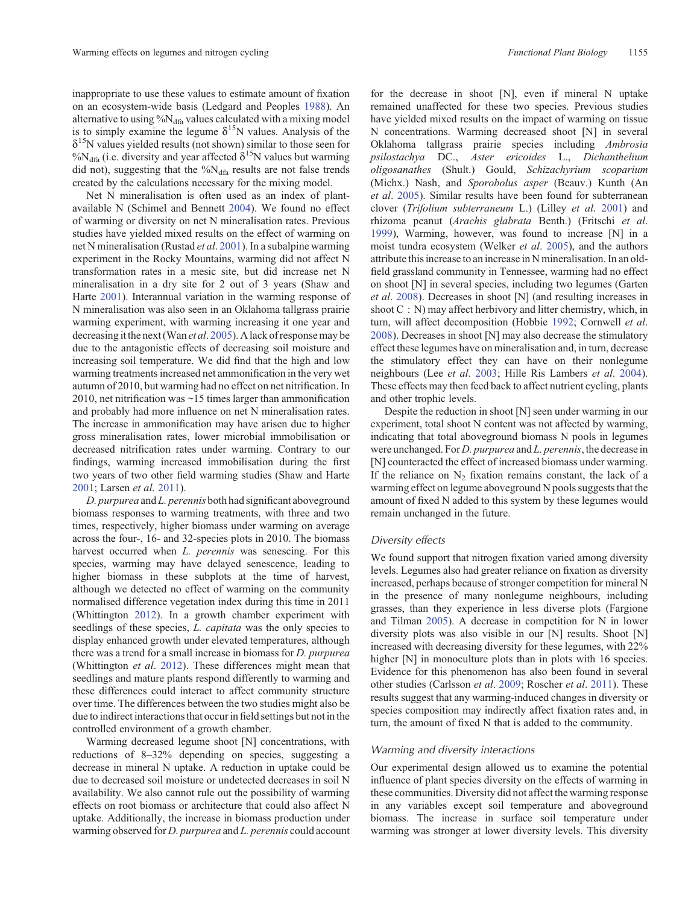inappropriate to use these values to estimate amount of fixation on an ecosystem-wide basis (Ledgard and Peoples 1988). An alternative to using %$N_{dfa}$ values calculated with a mixing model is to simply examine the legume $\delta^{15}N$ values. Analysis of the $\delta^{15}N$ values yielded results (not shown) similar to those seen for %$N_{dfa}$ (i.e. diversity and year affected $\delta^{15}N$ values but warming did not), suggesting that the %$N_{dfa}$ results are not false trends created by the calculations necessary for the mixing model.

Net N mineralisation is often used as an index of plant-available N (Schimel and Bennett 2004). We found no effect of warming or diversity on net N mineralisation rates. Previous studies have yielded mixed results on the effect of warming on net N mineralisation (Rustad *et al*. 2001). In a subalpine warming experiment in the Rocky Mountains, warming did not affect N transformation rates in a mesic site, but did increase net N mineralisation in a dry site for 2 out of 3 years (Shaw and Harte 2001). Interannual variation in the warming response of N mineralisation was also seen in an Oklahoma tallgrass prairie warming experiment, with warming increasing it one year and decreasing it the next (Wan *et al*. 2005). A lack of response may be due to the antagonistic effects of decreasing soil moisture and increasing soil temperature. We did find that the high and low warming treatments increased net ammonification in the very wet autumn of 2010, but warming had no effect on net nitrification. In 2010, net nitrification was ~15 times larger than ammonification and probably had more influence on net N mineralisation rates. The increase in ammonification may have arisen due to higher gross mineralisation rates, lower microbial immobilisation or decreased nitrification rates under warming. Contrary to our findings, warming increased immobilisation during the first two years of two other field warming studies (Shaw and Harte 2001; Larsen *et al*. 2011).

*D. purpurea* and *L. perennis* both had significant aboveground biomass responses to warming treatments, with three and two times, respectively, higher biomass under warming on average across the four-, 16- and 32-species plots in 2010. The biomass harvest occurred when *L. perennis* was senescing. For this species, warming may have delayed senescence, leading to higher biomass in these subplots at the time of harvest, although we detected no effect of warming on the community normalised difference vegetation index during this time in 2011 (Whittington 2012). In a growth chamber experiment with seedlings of these species, *L. capitata* was the only species to display enhanced growth under elevated temperatures, although there was a trend for a small increase in biomass for *D. purpurea* (Whittington *et al*. 2012). These differences might mean that seedlings and mature plants respond differently to warming and these differences could interact to affect community structure over time. The differences between the two studies might also be due to indirect interactions that occur in field settings but not in the controlled environment of a growth chamber.

Warming decreased legume shoot [N] concentrations, with reductions of 8–32% depending on species, suggesting a decrease in mineral N uptake. A reduction in uptake could be due to decreased soil moisture or undetected decreases in soil N availability. We also cannot rule out the possibility of warming effects on root biomass or architecture that could also affect N uptake. Additionally, the increase in biomass production under warming observed for *D. purpurea* and *L. perennis* could account for the decrease in shoot [N], even if mineral N uptake remained unaffected for these two species. Previous studies have yielded mixed results on the impact of warming on tissue N concentrations. Warming decreased shoot [N] in several Oklahoma tallgrass prairie species including *Ambrosia psilostachya* DC., *Aster ericoides* L., *Dichanthelium oligosanathes* (Shult.) Gould, *Schizachyrium scoparium* (Michx.) Nash, and *Sporobolus asper* (Beauv.) Kunth (An *et al*. 2005). Similar results have been found for subterranean clover (*Trifolium subterraneum* L.) (Lilley *et al*. 2001) and rhizoma peanut (*Arachis glabrata* Benth.) (Fritschi *et al*. 1999), Warming, however, was found to increase [N] in a moist tundra ecosystem (Welker *et al*. 2005), and the authors attribute this increase to an increase in N mineralisation. In an old-field grassland community in Tennessee, warming had no effect on shoot [N] in several species, including two legumes (Garten *et al*. 2008). Decreases in shoot [N] (and resulting increases in shoot C : N) may affect herbivory and litter chemistry, which, in turn, will affect decomposition (Hobbie 1992; Cornwell *et al*. 2008). Decreases in shoot [N] may also decrease the stimulatory effect these legumes have on mineralisation and, in turn, decrease the stimulatory effect they can have on their nonlegume neighbours (Lee *et al*. 2003; Hille Ris Lambers *et al*. 2004). These effects may then feed back to affect nutrient cycling, plants and other trophic levels.

Despite the reduction in shoot [N] seen under warming in our experiment, total shoot N content was not affected by warming, indicating that total aboveground biomass N pools in legumes were unchanged. For *D. purpurea* and *L. perennis*, the decrease in [N] counteracted the effect of increased biomass under warming. If the reliance on $N_2$ fixation remains constant, the lack of a warming effect on legume aboveground N pools suggests that the amount of fixed N added to this system by these legumes would remain unchanged in the future.

### Diversity effects

We found support that nitrogen fixation varied among diversity levels. Legumes also had greater reliance on fixation as diversity increased, perhaps because of stronger competition for mineral N in the presence of many nonlegume neighbours, including grasses, than they experience in less diverse plots (Fargione and Tilman 2005). A decrease in competition for N in lower diversity plots was also visible in our [N] results. Shoot [N] increased with decreasing diversity for these legumes, with 22% higher [N] in monoculture plots than in plots with 16 species. Evidence for this phenomenon has also been found in several other studies (Carlsson *et al*. 2009; Roscher *et al*. 2011). These results suggest that any warming-induced changes in diversity or species composition may indirectly affect fixation rates and, in turn, the amount of fixed N that is added to the community.

### Warming and diversity interactions

Our experimental design allowed us to examine the potential influence of plant species diversity on the effects of warming in these communities. Diversity did not affect the warming response in any variables except soil temperature and aboveground biomass. The increase in surface soil temperature under warming was stronger at lower diversity levels. This diversity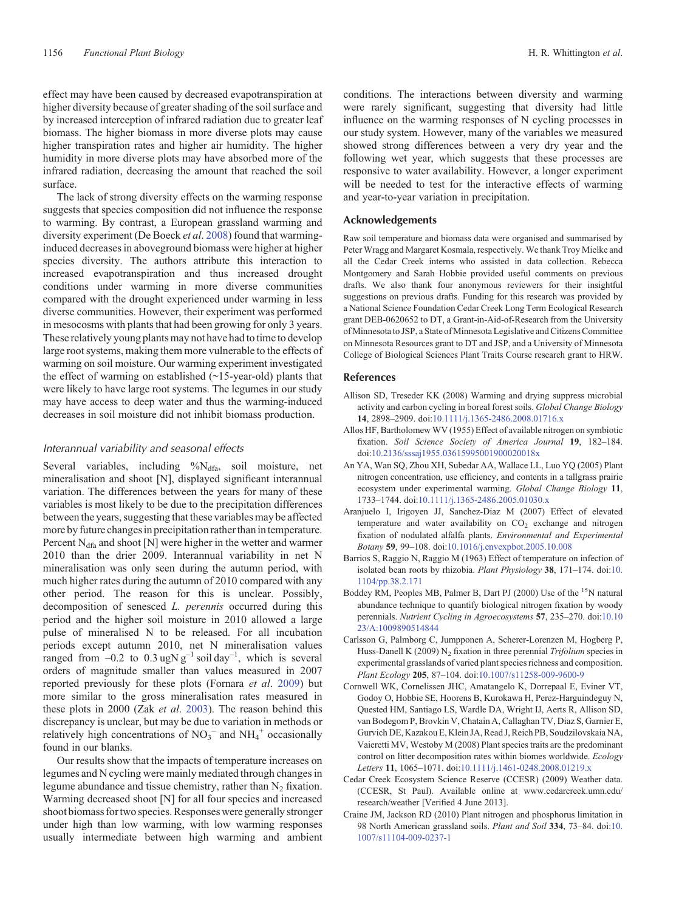effect may have been caused by decreased evapotranspiration at higher diversity because of greater shading of the soil surface and by increased interception of infrared radiation due to greater leaf biomass. The higher biomass in more diverse plots may cause higher transpiration rates and higher air humidity. The higher humidity in more diverse plots may have absorbed more of the infrared radiation, decreasing the amount that reached the soil surface.

The lack of strong diversity effects on the warming response suggests that species composition did not influence the response to warming. By contrast, a European grassland warming and diversity experiment (De Boeck *et al*. 2008) found that warming-induced decreases in aboveground biomass were higher at higher species diversity. The authors attribute this interaction to increased evapotranspiration and thus increased drought conditions under warming in more diverse communities compared with the drought experienced under warming in less diverse communities. However, their experiment was performed in mesocosms with plants that had been growing for only 3 years. These relatively young plants may not have had to time to develop large root systems, making them more vulnerable to the effects of warming on soil moisture. Our warming experiment investigated the effect of warming on established (~15-year-old) plants that were likely to have large root systems. The legumes in our study may have access to deep water and thus the warming-induced decreases in soil moisture did not inhibit biomass production.

### *Interannual variability and seasonal effects*

Several variables, including $\%N_{dfa}$, soil moisture, net mineralisation and shoot [N], displayed significant interannual variation. The differences between the years for many of these variables is most likely to be due to the precipitation differences between the years, suggesting that these variables may be affected more by future changes in precipitation rather than in temperature. Percent $N_{dfa}$ and shoot [N] were higher in the wetter and warmer 2010 than the drier 2009. Interannual variability in net N mineralisation was only seen during the autumn period, with much higher rates during the autumn of 2010 compared with any other period. The reason for this is unclear. Possibly, decomposition of senesced *L. perennis* occurred during this period and the higher soil moisture in 2010 allowed a large pulse of mineralised N to be released. For all incubation periods except autumn 2010, net N mineralisation values ranged from –0.2 to 0.3 $ugN\,g^{-1}\,soil\,day^{-1}$, which is several orders of magnitude smaller than values measured in 2007 reported previously for these plots (Fornara *et al*. 2009) but more similar to the gross mineralisation rates measured in these plots in 2000 (Zak *et al*. 2003). The reason behind this discrepancy is unclear, but may be due to variation in methods or relatively high concentrations of $NO_3^-$ and $NH_4^+$ occasionally found in our blanks.

Our results show that the impacts of temperature increases on legumes and N cycling were mainly mediated through changes in legume abundance and tissue chemistry, rather than $N_2$ fixation. Warming decreased shoot [N] for all four species and increased shoot biomass for two species. Responses were generally stronger under high than low warming, with low warming responses usually intermediate between high warming and ambient conditions. The interactions between diversity and warming were rarely significant, suggesting that diversity had little influence on the warming responses of N cycling processes in our study system. However, many of the variables we measured showed strong differences between a very dry year and the following wet year, which suggests that these processes are responsive to water availability. However, a longer experiment will be needed to test for the interactive effects of warming and year-to-year variation in precipitation.

## Acknowledgements

Raw soil temperature and biomass data were organised and summarised by Peter Wragg and Margaret Kosmala, respectively. We thank Troy Mielke and all the Cedar Creek interns who assisted in data collection. Rebecca Montgomery and Sarah Hobbie provided useful comments on previous drafts. We also thank four anonymous reviewers for their insightful suggestions on previous drafts. Funding for this research was provided by a National Science Foundation Cedar Creek Long Term Ecological Research grant DEB-0620652 to DT, a Grant-in-Aid-of-Research from the University of Minnesota to JSP, a State of Minnesota Legislative and Citizens Committee on Minnesota Resources grant to DT and JSP, and a University of Minnesota College of Biological Sciences Plant Traits Course research grant to HRW.

## References

Allison SD, Treseder KK (2008) Warming and drying suppress microbial activity and carbon cycling in boreal forest soils. *Global Change Biology* **14**, 2898–2909. doi:10.1111/j.1365-2486.2008.01716.x

Allos HF, Bartholomew WV (1955) Effect of available nitrogen on symbiotic fixation. *Soil Science Society of America Journal* **19**, 182–184. doi:10.2136/sssaj1955.03615995001900020018x

An YA, Wan SQ, Zhou XH, Subedar AA, Wallace LL, Luo YQ (2005) Plant nitrogen concentration, use efficiency, and contents in a tallgrass prairie ecosystem under experimental warming. *Global Change Biology* **11**, 1733–1744. doi:10.1111/j.1365-2486.2005.01030.x

Aranjuelo I, Irigoyen JJ, Sanchez-Diaz M (2007) Effect of elevated temperature and water availability on $CO_2$ exchange and nitrogen fixation of nodulated alfalfa plants. *Environmental and Experimental Botany* **59**, 99–108. doi:10.1016/j.envexpbot.2005.10.008

Barrios S, Raggio N, Raggio M (1963) Effect of temperature on infection of isolated bean roots by rhizobia. *Plant Physiology* **38**, 171–174. doi:10.1104/pp.38.2.171

Boddey RM, Peoples MB, Palmer B, Dart PJ (2000) Use of the $^{15}N$ natural abundance technique to quantify biological nitrogen fixation by woody perennials. *Nutrient Cycling in Agroecosystems* **57**, 235–270. doi:10.1023/A:1009890514844

Carlsson G, Palmborg C, Jumpponen A, Scherer-Lorenzen M, Hogberg P, Huss-Danell K (2009) $N_2$ fixation in three perennial *Trifolium* species in experimental grasslands of varied plant species richness and composition. *Plant Ecology* **205**, 87–104. doi:10.1007/s11258-009-9600-9

Cornwell WK, Cornelissen JHC, Amatangelo K, Dorrepaal E, Eviner VT, Godoy O, Hobbie SE, Hoorens B, Kurokawa H, Perez-Harguindeguy N, Quested HM, Santiago LS, Wardle DA, Wright IJ, Aerts R, Allison SD, van Bodegom P, Brovkin V, Chatain A, Callaghan TV, Diaz S, Garnier E, Gurvich DE, Kazakou E, Klein JA, Read J, Reich PB, Soudzilovskaia NA, Vaieretti MV, Westoby M (2008) Plant species traits are the predominant control on litter decomposition rates within biomes worldwide. *Ecology Letters* **11**, 1065–1071. doi:10.1111/j.1461-0248.2008.01219.x

Cedar Creek Ecosystem Science Reserve (CCESR) (2009) Weather data. (CCESR, St Paul). Available online at www.cedarcreek.umn.edu/research/weather [Verified 4 June 2013].

Craine JM, Jackson RD (2010) Plant nitrogen and phosphorus limitation in 98 North American grassland soils. *Plant and Soil* **334**, 73–84. doi:10.1007/s11104-009-0237-1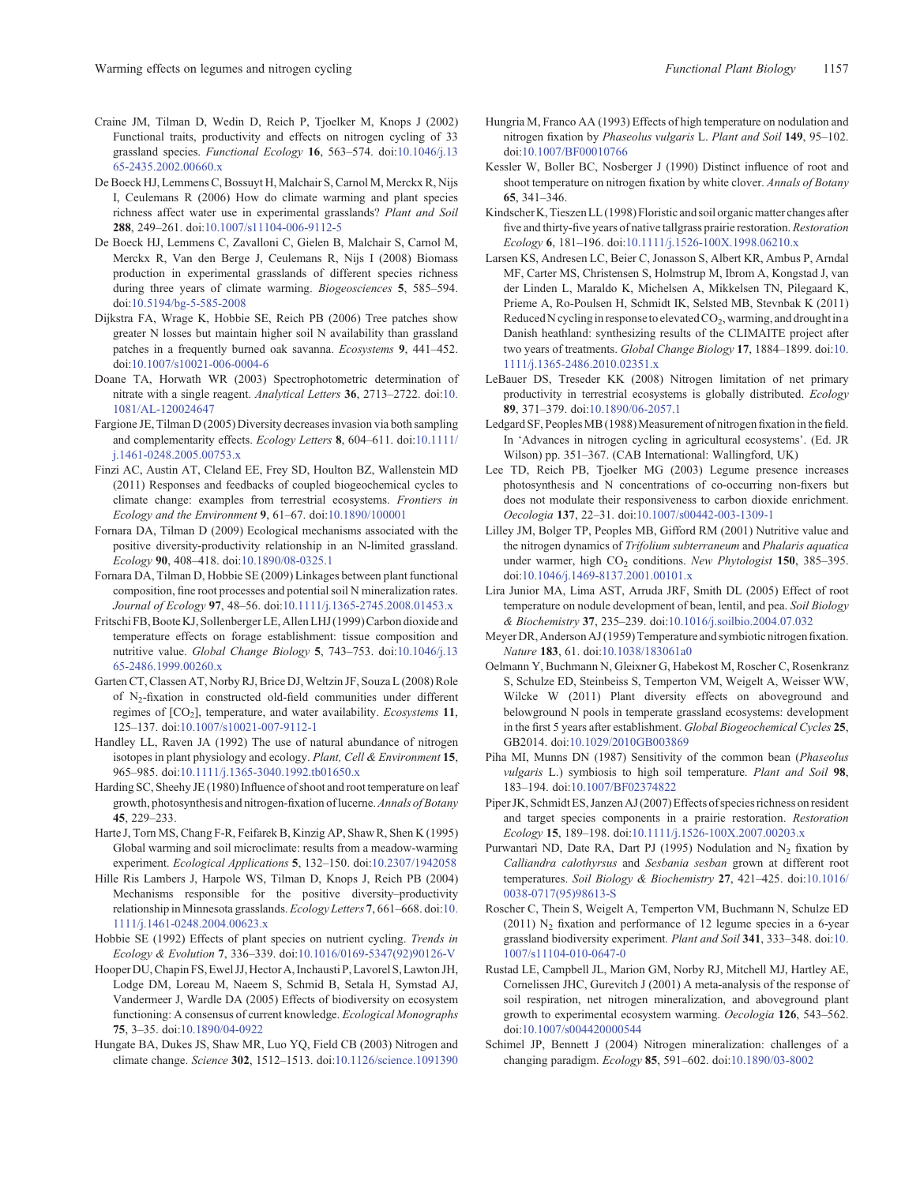Craine JM, Tilman D, Wedin D, Reich P, Tjoelker M, Knops J (2002) Functional traits, productivity and effects on nitrogen cycling of 33 grassland species. *Functional Ecology* **16**, 563–574. doi:10.1046/j.1365-2435.2002.00660.x

De Boeck HJ, Lemmens C, Bossuyt H, Malchair S, Carnol M, Merckx R, Nijs I, Ceulemans R (2006) How do climate warming and plant species richness affect water use in experimental grasslands? *Plant and Soil* **288**, 249–261. doi:10.1007/s11104-006-9112-5

De Boeck HJ, Lemmens C, Zavalloni C, Gielen B, Malchair S, Carnol M, Merckx R, Van den Berge J, Ceulemans R, Nijs I (2008) Biomass production in experimental grasslands of different species richness during three years of climate warming. *Biogeosciences* **5**, 585–594. doi:10.5194/bg-5-585-2008

Dijkstra FA, Wrage K, Hobbie SE, Reich PB (2006) Tree patches show greater N losses but maintain higher soil N availability than grassland patches in a frequently burned oak savanna. *Ecosystems* **9**, 441–452. doi:10.1007/s10021-006-0004-6

Doane TA, Horwath WR (2003) Spectrophotometric determination of nitrate with a single reagent. *Analytical Letters* **36**, 2713–2722. doi:10.1081/AL-120024647

Fargione JE, Tilman D (2005) Diversity decreases invasion via both sampling and complementarity effects. *Ecology Letters* **8**, 604–611. doi:10.1111/j.1461-0248.2005.00753.x

Finzi AC, Austin AT, Cleland EE, Frey SD, Houlton BZ, Wallenstein MD (2011) Responses and feedbacks of coupled biogeochemical cycles to climate change: examples from terrestrial ecosystems. *Frontiers in Ecology and the Environment* **9**, 61–67. doi:10.1890/100001

Fornara DA, Tilman D (2009) Ecological mechanisms associated with the positive diversity-productivity relationship in an N-limited grassland. *Ecology* **90**, 408–418. doi:10.1890/08-0325.1

Fornara DA, Tilman D, Hobbie SE (2009) Linkages between plant functional composition, fine root processes and potential soil N mineralization rates. *Journal of Ecology* **97**, 48–56. doi:10.1111/j.1365-2745.2008.01453.x

Fritschi FB, Boote KJ, Sollenberger LE, Allen LHJ (1999) Carbon dioxide and temperature effects on forage establishment: tissue composition and nutritive value. *Global Change Biology* **5**, 743–753. doi:10.1046/j.1365-2486.1999.00260.x

Garten CT, Classen AT, Norby RJ, Brice DJ, Weltzin JF, Souza L (2008) Role of $N_2$-fixation in constructed old-field communities under different regimes of $[CO_2]$, temperature, and water availability. *Ecosystems* **11**, 125–137. doi:10.1007/s10021-007-9112-1

Handley LL, Raven JA (1992) The use of natural abundance of nitrogen isotopes in plant physiology and ecology. *Plant, Cell & Environment* **15**, 965–985. doi:10.1111/j.1365-3040.1992.tb01650.x

Harding SC, Sheehy JE (1980) Influence of shoot and root temperature on leaf growth, photosynthesis and nitrogen-fixation of lucerne. *Annals of Botany* **45**, 229–233.

Harte J, Torn MS, Chang F-R, Feifarek B, Kinzig AP, Shaw R, Shen K (1995) Global warming and soil microclimate: results from a meadow-warming experiment. *Ecological Applications* **5**, 132–150. doi:10.2307/1942058

Hille Ris Lambers J, Harpole WS, Tilman D, Knops J, Reich PB (2004) Mechanisms responsible for the positive diversity–productivity relationship in Minnesota grasslands. *Ecology Letters* **7**, 661–668. doi:10.1111/j.1461-0248.2004.00623.x

Hobbie SE (1992) Effects of plant species on nutrient cycling. *Trends in Ecology & Evolution* **7**, 336–339. doi:10.1016/0169-5347(92)90126-V

Hooper DU, Chapin FS, Ewel JJ, Hector A, Inchausti P, Lavorel S, Lawton JH, Lodge DM, Loreau M, Naeem S, Schmid B, Setala H, Symstad AJ, Vandermeer J, Wardle DA (2005) Effects of biodiversity on ecosystem functioning: A consensus of current knowledge. *Ecological Monographs* **75**, 3–35. doi:10.1890/04-0922

Hungate BA, Dukes JS, Shaw MR, Luo YQ, Field CB (2003) Nitrogen and climate change. *Science* **302**, 1512–1513. doi:10.1126/science.1091390

Hungria M, Franco AA (1993) Effects of high temperature on nodulation and nitrogen fixation by *Phaseolus vulgaris* L. *Plant and Soil* **149**, 95–102. doi:10.1007/BF00010766

Kessler W, Boller BC, Nosberger J (1990) Distinct influence of root and shoot temperature on nitrogen fixation by white clover. *Annals of Botany* **65**, 341–346.

Kindscher K, Tieszen LL (1998) Floristic and soil organic matter changes after five and thirty-five years of native tallgrass prairie restoration. *Restoration Ecology* **6**, 181–196. doi:10.1111/j.1526-100X.1998.06210.x

Larsen KS, Andresen LC, Beier C, Jonasson S, Albert KR, Ambus P, Arndal MF, Carter MS, Christensen S, Holmstrup M, Ibrom A, Kongstad J, van der Linden L, Maraldo K, Michelsen A, Mikkelsen TN, Pilegaard K, Prieme A, Ro-Poulsen H, Schmidt IK, Selsted MB, Stevnbak K (2011) Reduced N cycling in response to elevated $CO_2$, warming, and drought in a Danish heathland: synthesizing results of the CLIMAITE project after two years of treatments. *Global Change Biology* **17**, 1884–1899. doi:10.1111/j.1365-2486.2010.02351.x

LeBauer DS, Treseder KK (2008) Nitrogen limitation of net primary productivity in terrestrial ecosystems is globally distributed. *Ecology* **89**, 371–379. doi:10.1890/06-2057.1

Ledgard SF, Peoples MB (1988) Measurement of nitrogen fixation in the field. In 'Advances in nitrogen cycling in agricultural ecosystems'. (Ed. JR Wilson) pp. 351–367. (CAB International: Wallingford, UK)

Lee TD, Reich PB, Tjoelker MG (2003) Legume presence increases photosynthesis and N concentrations of co-occurring non-fixers but does not modulate their responsiveness to carbon dioxide enrichment. *Oecologia* **137**, 22–31. doi:10.1007/s00442-003-1309-1

Lilley JM, Bolger TP, Peoples MB, Gifford RM (2001) Nutritive value and the nitrogen dynamics of *Trifolium subterraneum* and *Phalaris aquatica* under warmer, high $CO_2$ conditions. *New Phytologist* **150**, 385–395. doi:10.1046/j.1469-8137.2001.00101.x

Lira Junior MA, Lima AST, Arruda JRF, Smith DL (2005) Effect of root temperature on nodule development of bean, lentil, and pea. *Soil Biology & Biochemistry* **37**, 235–239. doi:10.1016/j.soilbio.2004.07.032

Meyer DR, Anderson AJ (1959) Temperature and symbiotic nitrogen fixation. *Nature* **183**, 61. doi:10.1038/183061a0

Oelmann Y, Buchmann N, Gleixner G, Habekost M, Roscher C, Rosenkranz S, Schulze ED, Steinbeiss S, Temperton VM, Weigelt A, Weisser WW, Wilcke W (2011) Plant diversity effects on aboveground and belowground N pools in temperate grassland ecosystems: development in the first 5 years after establishment. *Global Biogeochemical Cycles* **25**, GB2014. doi:10.1029/2010GB003869

Piha MI, Munns DN (1987) Sensitivity of the common bean (*Phaseolus vulgaris* L.) symbiosis to high soil temperature. *Plant and Soil* **98**, 183–194. doi:10.1007/BF02374822

Piper JK, Schmidt ES, Janzen AJ (2007) Effects of species richness on resident and target species components in a prairie restoration. *Restoration Ecology* **15**, 189–198. doi:10.1111/j.1526-100X.2007.00203.x

Purwantari ND, Date RA, Ratz A, Dart PJ (1995) Nodulation and $N_2$ fixation by *Calliandra calothyrsus* and *Sesbania sesban* grown at different root temperatures. *Soil Biology & Biochemistry* **27**, 421–425. doi:10.1016/0038-0717(95)98613-S

Roscher C, Thein S, Weigelt A, Temperton VM, Buchmann N, Schulze ED (2011) $N_2$ fixation and performance of 12 legume species in a 6-year grassland biodiversity experiment. *Plant and Soil* **341**, 333–348. doi:10.1007/s11104-010-0647-0

Rustad LE, Campbell JL, Marion GM, Norby RJ, Mitchell MJ, Hartley AE, Cornelissen JHC, Gurevitch J (2001) A meta-analysis of the response of soil respiration, net nitrogen mineralization, and aboveground plant growth to experimental ecosystem warming. *Oecologia* **126**, 543–562. doi:10.1007/s004420000544

Schimel JP, Bennett J (2004) Nitrogen mineralization: challenges of a changing paradigm. *Ecology* **85**, 591–602. doi:10.1890/03-8002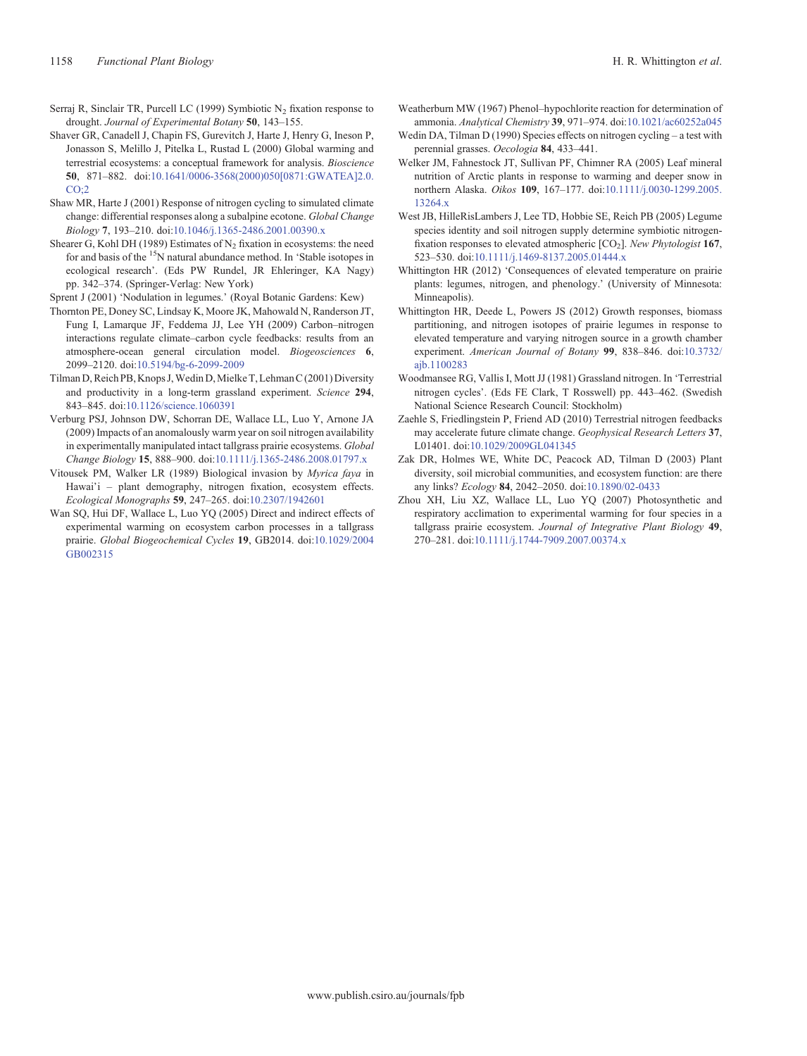Serraj R, Sinclair TR, Purcell LC (1999) Symbiotic $N_2$ fixation response to drought. *Journal of Experimental Botany* **50**, 143–155.

Shaver GR, Canadell J, Chapin FS, Gurevitch J, Harte J, Henry G, Ineson P, Jonasson S, Melillo J, Pitelka L, Rustad L (2000) Global warming and terrestrial ecosystems: a conceptual framework for analysis. *Bioscience* **50**, 871–882. doi:10.1641/0006-3568(2000)050[0871:GWATEA]2.0.CO;2

Shaw MR, Harte J (2001) Response of nitrogen cycling to simulated climate change: differential responses along a subalpine ecotone. *Global Change Biology* **7**, 193–210. doi:10.1046/j.1365-2486.2001.00390.x

Shearer G, Kohl DH (1989) Estimates of $N_2$ fixation in ecosystems: the need for and basis of the $^{15}N$ natural abundance method. In 'Stable isotopes in ecological research'. (Eds PW Rundel, JR Ehleringer, KA Nagy) pp. 342–374. (Springer-Verlag: New York)

Sprent J (2001) 'Nodulation in legumes.' (Royal Botanic Gardens: Kew)

Thornton PE, Doney SC, Lindsay K, Moore JK, Mahowald N, Randerson JT, Fung I, Lamarque JF, Feddema JJ, Lee YH (2009) Carbon–nitrogen interactions regulate climate–carbon cycle feedbacks: results from an atmosphere-ocean general circulation model. *Biogeosciences* **6**, 2099–2120. doi:10.5194/bg-6-2099-2009

Tilman D, Reich PB, Knops J, Wedin D, Mielke T, Lehman C (2001) Diversity and productivity in a long-term grassland experiment. *Science* **294**, 843–845. doi:10.1126/science.1060391

Verburg PSJ, Johnson DW, Schorran DE, Wallace LL, Luo Y, Arnone JA (2009) Impacts of an anomalously warm year on soil nitrogen availability in experimentally manipulated intact tallgrass prairie ecosystems. *Global Change Biology* **15**, 888–900. doi:10.1111/j.1365-2486.2008.01797.x

Vitousek PM, Walker LR (1989) Biological invasion by *Myrica faya* in Hawai'i – plant demography, nitrogen fixation, ecosystem effects. *Ecological Monographs* **59**, 247–265. doi:10.2307/1942601

Wan SQ, Hui DF, Wallace L, Luo YQ (2005) Direct and indirect effects of experimental warming on ecosystem carbon processes in a tallgrass prairie. *Global Biogeochemical Cycles* **19**, GB2014. doi:10.1029/2004GB002315

Weatherburn MW (1967) Phenol–hypochlorite reaction for determination of ammonia. *Analytical Chemistry* **39**, 971–974. doi:10.1021/ac60252a045

Wedin DA, Tilman D (1990) Species effects on nitrogen cycling – a test with perennial grasses. *Oecologia* **84**, 433–441.

Welker JM, Fahnestock JT, Sullivan PF, Chimner RA (2005) Leaf mineral nutrition of Arctic plants in response to warming and deeper snow in northern Alaska. *Oikos* **109**, 167–177. doi:10.1111/j.0030-1299.2005.13264.x

West JB, HilleRisLambers J, Lee TD, Hobbie SE, Reich PB (2005) Legume species identity and soil nitrogen supply determine symbiotic nitrogen-fixation responses to elevated atmospheric [$CO_2$]. *New Phytologist* **167**, 523–530. doi:10.1111/j.1469-8137.2005.01444.x

Whittington HR (2012) 'Consequences of elevated temperature on prairie plants: legumes, nitrogen, and phenology.' (University of Minnesota: Minneapolis).

Whittington HR, Deede L, Powers JS (2012) Growth responses, biomass partitioning, and nitrogen isotopes of prairie legumes in response to elevated temperature and varying nitrogen source in a growth chamber experiment. *American Journal of Botany* **99**, 838–846. doi:10.3732/ajb.1100283

Woodmansee RG, Vallis I, Mott JJ (1981) Grassland nitrogen. In 'Terrestrial nitrogen cycles'. (Eds FE Clark, T Rosswell) pp. 443–462. (Swedish National Science Research Council: Stockholm)

Zaehle S, Friedlingstein P, Friend AD (2010) Terrestrial nitrogen feedbacks may accelerate future climate change. *Geophysical Research Letters* **37**, L01401. doi:10.1029/2009GL041345

Zak DR, Holmes WE, White DC, Peacock AD, Tilman D (2003) Plant diversity, soil microbial communities, and ecosystem function: are there any links? *Ecology* **84**, 2042–2050. doi:10.1890/02-0433

Zhou XH, Liu XZ, Wallace LL, Luo YQ (2007) Photosynthetic and respiratory acclimation to experimental warming for four species in a tallgrass prairie ecosystem. *Journal of Integrative Plant Biology* **49**, 270–281. doi:10.1111/j.1744-7909.2007.00374.x